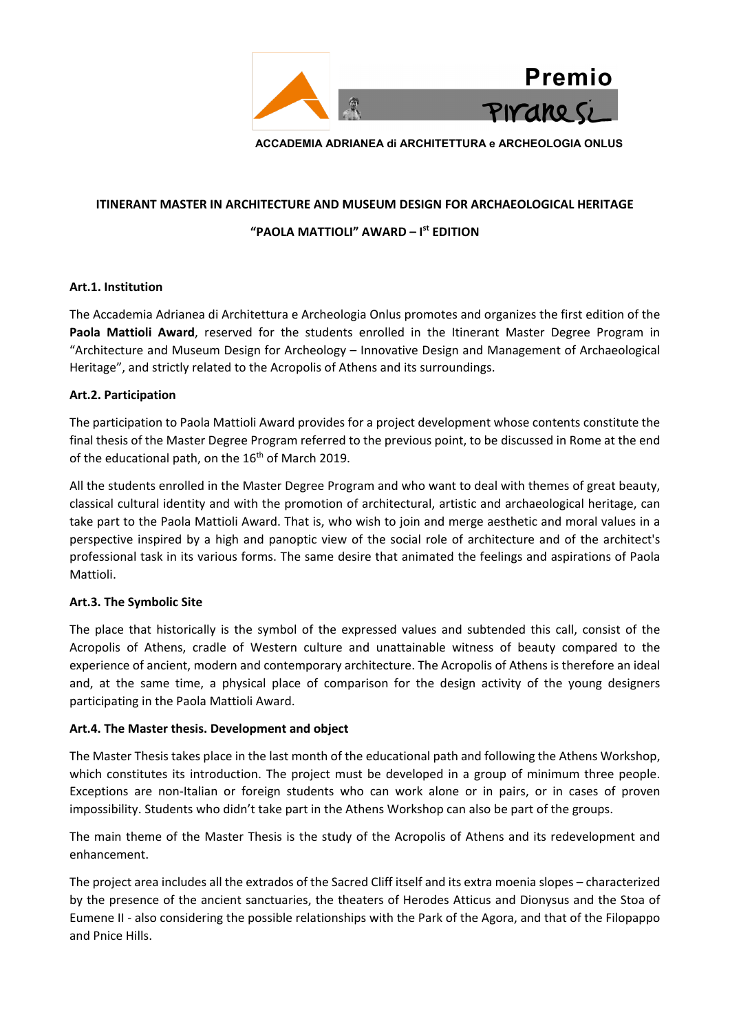Premio Piranesi

ACCADEMIA ADRIANEA di ARCHITETTURA e ARCHEOLOGIA ONLUS

**ITINERANT MASTER IN ARCHITECTURE AND MUSEUM DESIGN FOR ARCHAEOLOGICAL HERITAGE**

**"PAOLA MATTIOLI" AWARD – I[st] EDITION**

**Art.1. Institution**

The Accademia Adrianea di Architettura e Archeologia Onlus promotes and organizes the first edition of the **Paola Mattioli Award**, reserved for the students enrolled in the Itinerant Master Degree Program in "Architecture and Museum Design for Archeology – Innovative Design and Management of Archaeological Heritage", and strictly related to the Acropolis of Athens and its surroundings.

**Art.2. Participation**

The participation to Paola Mattioli Award provides for a project development whose contents constitute the final thesis of the Master Degree Program referred to the previous point, to be discussed in Rome at the end of the educational path, on the 16[th] of March 2019.

All the students enrolled in the Master Degree Program and who want to deal with themes of great beauty, classical cultural identity and with the promotion of architectural, artistic and archaeological heritage, can take part to the Paola Mattioli Award. That is, who wish to join and merge aesthetic and moral values in a perspective inspired by a high and panoptic view of the social role of architecture and of the architect's professional task in its various forms. The same desire that animated the feelings and aspirations of Paola Mattioli.

**Art.3. The Symbolic Site**

The place that historically is the symbol of the expressed values and subtended this call, consist of the Acropolis of Athens, cradle of Western culture and unattainable witness of beauty compared to the experience of ancient, modern and contemporary architecture. The Acropolis of Athens is therefore an ideal and, at the same time, a physical place of comparison for the design activity of the young designers participating in the Paola Mattioli Award.

**Art.4. The Master thesis. Development and object**

The Master Thesis takes place in the last month of the educational path and following the Athens Workshop, which constitutes its introduction. The project must be developed in a group of minimum three people. Exceptions are non-Italian or foreign students who can work alone or in pairs, or in cases of proven impossibility. Students who didn't take part in the Athens Workshop can also be part of the groups.

The main theme of the Master Thesis is the study of the Acropolis of Athens and its redevelopment and enhancement.

The project area includes all the extrados of the Sacred Cliff itself and its extra moenia slopes – characterized by the presence of the ancient sanctuaries, the theaters of Herodes Atticus and Dionysus and the Stoa of Eumene II - also considering the possible relationships with the Park of the Agora, and that of the Filopappo and Pnice Hills.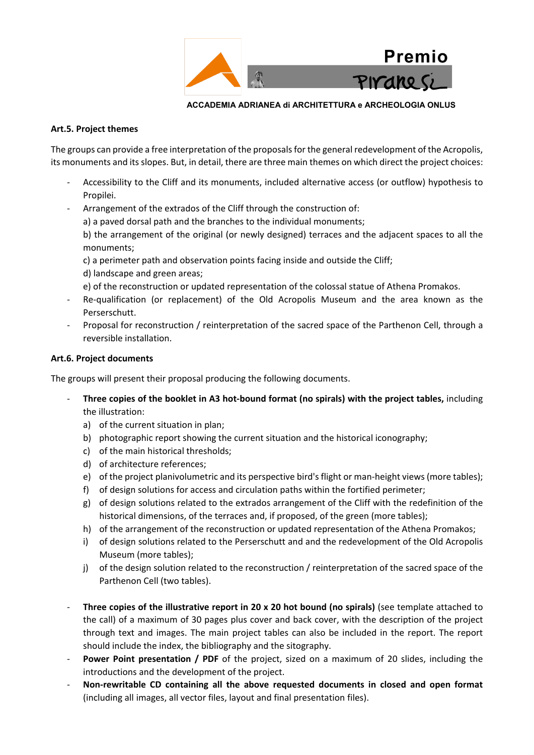**Art.5. Project themes**

The groups can provide a free interpretation of the proposals for the general redevelopment of the Acropolis, its monuments and its slopes. But, in detail, there are three main themes on which direct the project choices:

- Accessibility to the Cliff and its monuments, included alternative access (or outflow) hypothesis to Propilei.
- Arrangement of the extrados of the Cliff through the construction of:
  a) a paved dorsal path and the branches to the individual monuments;
  b) the arrangement of the original (or newly designed) terraces and the adjacent spaces to all the monuments;
  c) a perimeter path and observation points facing inside and outside the Cliff;
  d) landscape and green areas;
  e) of the reconstruction or updated representation of the colossal statue of Athena Promakos.
- Re-qualification (or replacement) of the Old Acropolis Museum and the area known as the Perserschutt.
- Proposal for reconstruction / reinterpretation of the sacred space of the Parthenon Cell, through a reversible installation.

**Art.6. Project documents**

The groups will present their proposal producing the following documents.

- **Three copies of the booklet in A3 hot-bound format (no spirals) with the project tables,** including the illustration:
  a) of the current situation in plan;
  b) photographic report showing the current situation and the historical iconography;
  c) of the main historical thresholds;
  d) of architecture references;
  e) of the project planivolumetric and its perspective bird's flight or man-height views (more tables);
  f) of design solutions for access and circulation paths within the fortified perimeter;
  g) of design solutions related to the extrados arrangement of the Cliff with the redefinition of the historical dimensions, of the terraces and, if proposed, of the green (more tables);
  h) of the arrangement of the reconstruction or updated representation of the Athena Promakos;
  i) of design solutions related to the Perserschutt and and the redevelopment of the Old Acropolis Museum (more tables);
  j) of the design solution related to the reconstruction / reinterpretation of the sacred space of the Parthenon Cell (two tables).

- **Three copies of the illustrative report in 20 x 20 hot bound (no spirals)** (see template attached to the call) of a maximum of 30 pages plus cover and back cover, with the description of the project through text and images. The main project tables can also be included in the report. The report should include the index, the bibliography and the sitography.
- **Power Point presentation / PDF** of the project, sized on a maximum of 20 slides, including the introductions and the development of the project.
- **Non-rewritable CD containing all the above requested documents in closed and open format** (including all images, all vector files, layout and final presentation files).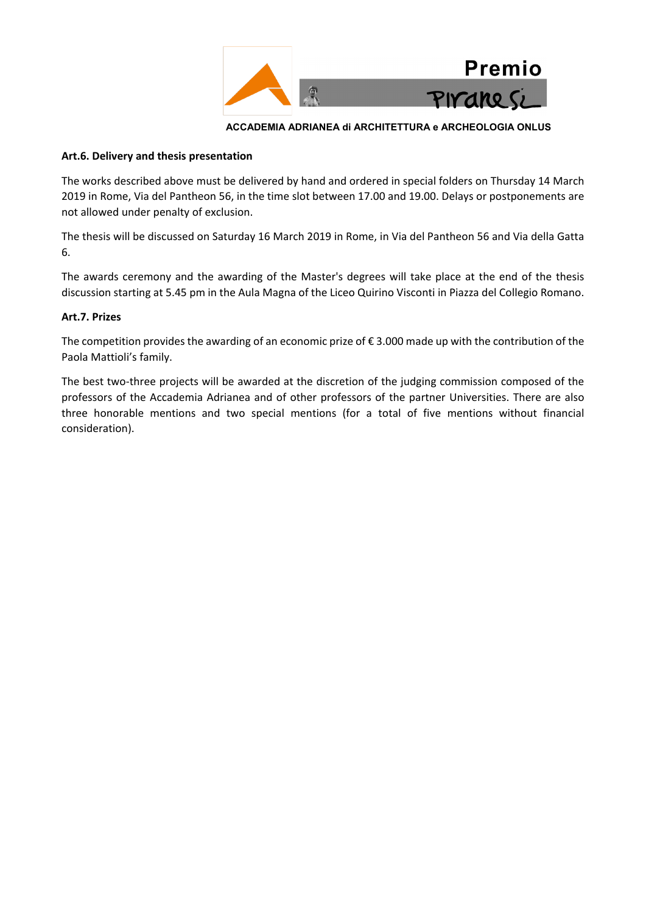### Art.6. Delivery and thesis presentation

The works described above must be delivered by hand and ordered in special folders on Thursday 14 March 2019 in Rome, Via del Pantheon 56, in the time slot between 17.00 and 19.00. Delays or postponements are not allowed under penalty of exclusion.

The thesis will be discussed on Saturday 16 March 2019 in Rome, in Via del Pantheon 56 and Via della Gatta 6.

The awards ceremony and the awarding of the Master's degrees will take place at the end of the thesis discussion starting at 5.45 pm in the Aula Magna of the Liceo Quirino Visconti in Piazza del Collegio Romano.

### Art.7. Prizes

The competition provides the awarding of an economic prize of € 3.000 made up with the contribution of the Paola Mattioli's family.

The best two-three projects will be awarded at the discretion of the judging commission composed of the professors of the Accademia Adrianea and of other professors of the partner Universities. There are also three honorable mentions and two special mentions (for a total of five mentions without financial consideration).